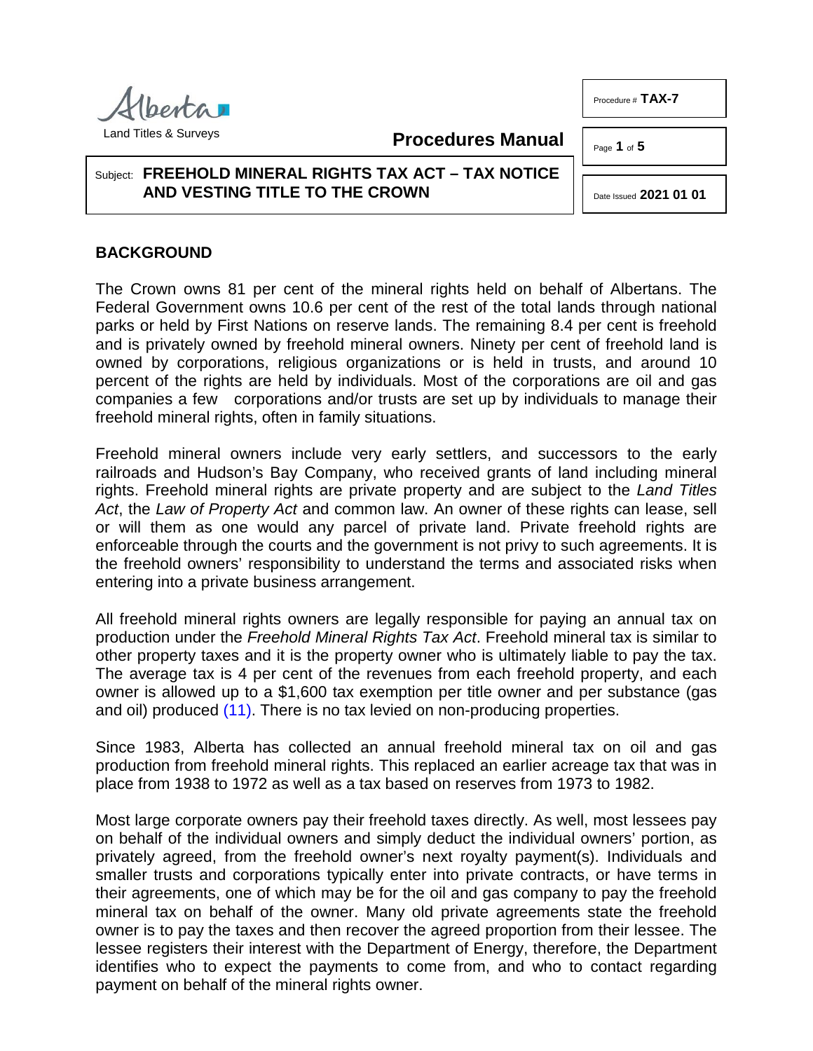Alberta
Land Titles & Surveys

**Procedures Manual**

Procedure # **TAX-7**

Date Issued **2021 01 01**

Subject: **FREEHOLD MINERAL RIGHTS TAX ACT – TAX NOTICE AND VESTING TITLE TO THE CROWN**

## BACKGROUND

The Crown owns 81 per cent of the mineral rights held on behalf of Albertans. The Federal Government owns 10.6 per cent of the rest of the total lands through national parks or held by First Nations on reserve lands. The remaining 8.4 per cent is freehold and is privately owned by freehold mineral owners. Ninety per cent of freehold land is owned by corporations, religious organizations or is held in trusts, and around 10 percent of the rights are held by individuals. Most of the corporations are oil and gas companies a few corporations and/or trusts are set up by individuals to manage their freehold mineral rights, often in family situations.

Freehold mineral owners include very early settlers, and successors to the early railroads and Hudson's Bay Company, who received grants of land including mineral rights. Freehold mineral rights are private property and are subject to the *Land Titles Act*, the *Law of Property Act* and common law. An owner of these rights can lease, sell or will them as one would any parcel of private land. Private freehold rights are enforceable through the courts and the government is not privy to such agreements. It is the freehold owners' responsibility to understand the terms and associated risks when entering into a private business arrangement.

All freehold mineral rights owners are legally responsible for paying an annual tax on production under the *Freehold Mineral Rights Tax Act*. Freehold mineral tax is similar to other property taxes and it is the property owner who is ultimately liable to pay the tax. The average tax is 4 per cent of the revenues from each freehold property, and each owner is allowed up to a $1,600 tax exemption per title owner and per substance (gas and oil) produced (11). There is no tax levied on non-producing properties.

Since 1983, Alberta has collected an annual freehold mineral tax on oil and gas production from freehold mineral rights. This replaced an earlier acreage tax that was in place from 1938 to 1972 as well as a tax based on reserves from 1973 to 1982.

Most large corporate owners pay their freehold taxes directly. As well, most lessees pay on behalf of the individual owners and simply deduct the individual owners' portion, as privately agreed, from the freehold owner's next royalty payment(s). Individuals and smaller trusts and corporations typically enter into private contracts, or have terms in their agreements, one of which may be for the oil and gas company to pay the freehold mineral tax on behalf of the owner. Many old private agreements state the freehold owner is to pay the taxes and then recover the agreed proportion from their lessee. The lessee registers their interest with the Department of Energy, therefore, the Department identifies who to expect the payments to come from, and who to contact regarding payment on behalf of the mineral rights owner.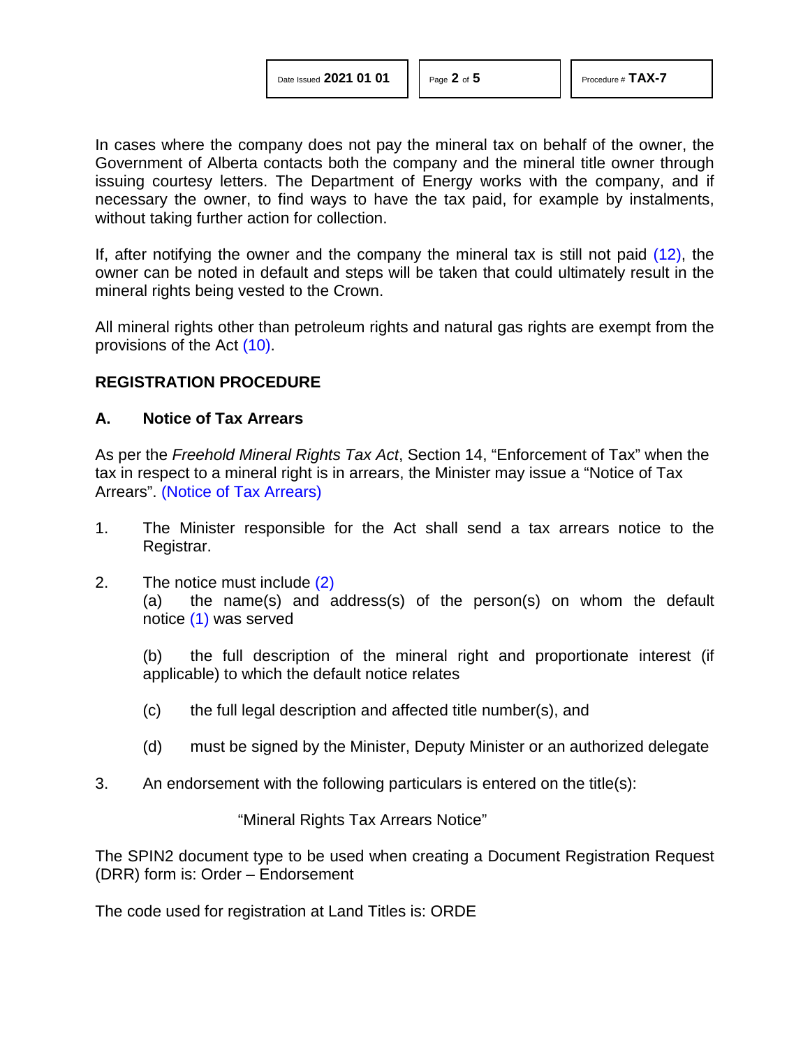In cases where the company does not pay the mineral tax on behalf of the owner, the Government of Alberta contacts both the company and the mineral title owner through issuing courtesy letters. The Department of Energy works with the company, and if necessary the owner, to find ways to have the tax paid, for example by instalments, without taking further action for collection.

If, after notifying the owner and the company the mineral tax is still not paid (12), the owner can be noted in default and steps will be taken that could ultimately result in the mineral rights being vested to the Crown.

All mineral rights other than petroleum rights and natural gas rights are exempt from the provisions of the Act (10).

## REGISTRATION PROCEDURE

### A. Notice of Tax Arrears

As per the *Freehold Mineral Rights Tax Act*, Section 14, "Enforcement of Tax" when the tax in respect to a mineral right is in arrears, the Minister may issue a "Notice of Tax Arrears". (Notice of Tax Arrears)

1. The Minister responsible for the Act shall send a tax arrears notice to the Registrar.

2. The notice must include (2)

   (a) the name(s) and address(es) of the person(s) on whom the default notice (1) was served

   (b) the full description of the mineral right and proportionate interest (if applicable) to which the default notice relates

   (c) the full legal description and affected title number(s), and

   (d) must be signed by the Minister, Deputy Minister or an authorized delegate

3. An endorsement with the following particulars is entered on the title(s):

   "Mineral Rights Tax Arrears Notice"

The SPIN2 document type to be used when creating a Document Registration Request (DRR) form is: Order – Endorsement

The code used for registration at Land Titles is: ORDE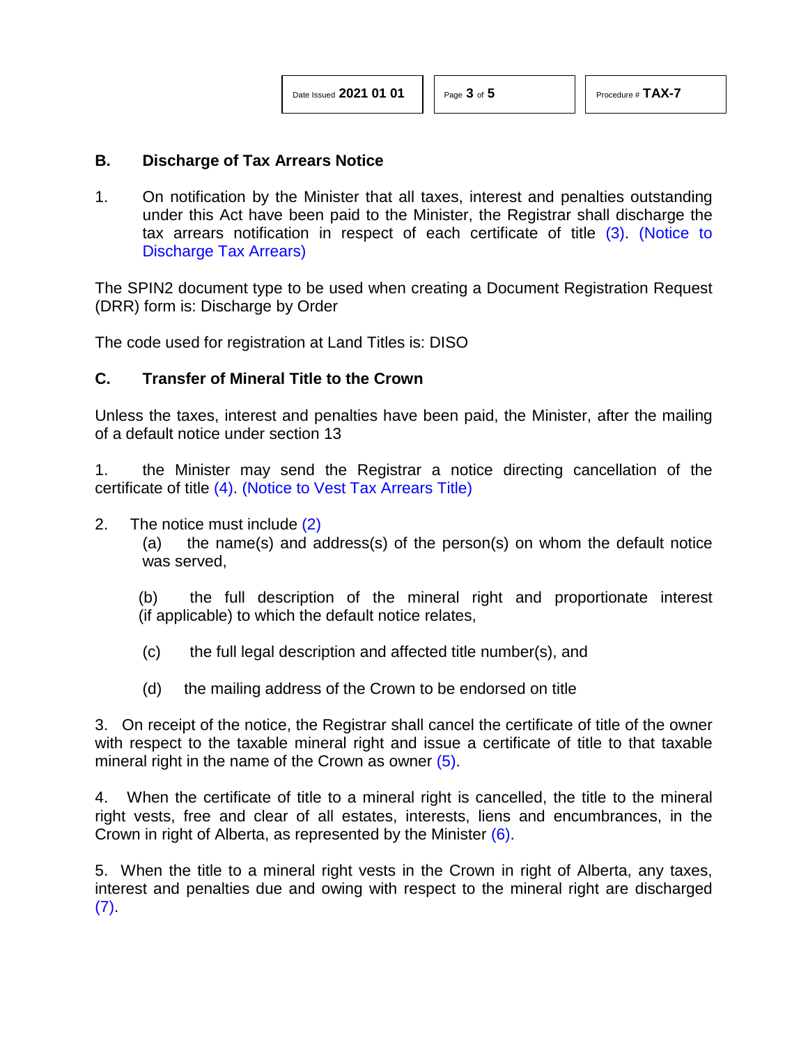## B. Discharge of Tax Arrears Notice

1. On notification by the Minister that all taxes, interest and penalties outstanding under this Act have been paid to the Minister, the Registrar shall discharge the tax arrears notification in respect of each certificate of title (3). (Notice to Discharge Tax Arrears)

The SPIN2 document type to be used when creating a Document Registration Request (DRR) form is: Discharge by Order

The code used for registration at Land Titles is: DISO

## C. Transfer of Mineral Title to the Crown

Unless the taxes, interest and penalties have been paid, the Minister, after the mailing of a default notice under section 13

1. the Minister may send the Registrar a notice directing cancellation of the certificate of title (4). (Notice to Vest Tax Arrears Title)

2. The notice must include (2)

   (a) the name(s) and address(s) of the person(s) on whom the default notice was served,

   (b) the full description of the mineral right and proportionate interest (if applicable) to which the default notice relates,

   (c) the full legal description and affected title number(s), and

   (d) the mailing address of the Crown to be endorsed on title

3. On receipt of the notice, the Registrar shall cancel the certificate of title of the owner with respect to the taxable mineral right and issue a certificate of title to that taxable mineral right in the name of the Crown as owner (5).

4. When the certificate of title to a mineral right is cancelled, the title to the mineral right vests, free and clear of all estates, interests, liens and encumbrances, in the Crown in right of Alberta, as represented by the Minister (6).

5. When the title to a mineral right vests in the Crown in right of Alberta, any taxes, interest and penalties due and owing with respect to the mineral right are discharged (7).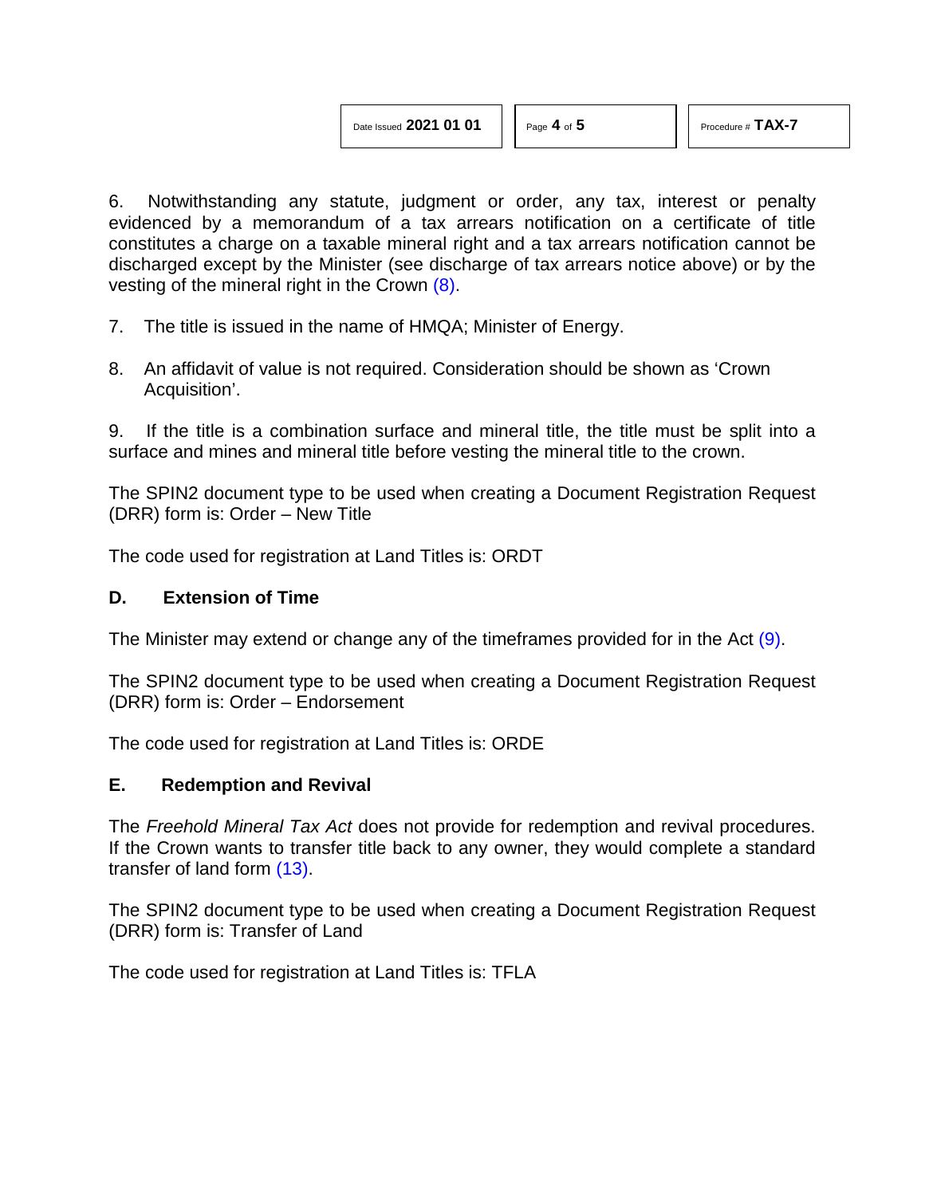6. Notwithstanding any statute, judgment or order, any tax, interest or penalty evidenced by a memorandum of a tax arrears notification on a certificate of title constitutes a charge on a taxable mineral right and a tax arrears notification cannot be discharged except by the Minister (see discharge of tax arrears notice above) or by the vesting of the mineral right in the Crown (8).

7. The title is issued in the name of HMQA; Minister of Energy.

8. An affidavit of value is not required. Consideration should be shown as 'Crown Acquisition'.

9. If the title is a combination surface and mineral title, the title must be split into a surface and mines and mineral title before vesting the mineral title to the crown.

The SPIN2 document type to be used when creating a Document Registration Request (DRR) form is: Order – New Title

The code used for registration at Land Titles is: ORDT

## D. Extension of Time

The Minister may extend or change any of the timeframes provided for in the Act (9).

The SPIN2 document type to be used when creating a Document Registration Request (DRR) form is: Order – Endorsement

The code used for registration at Land Titles is: ORDE

## E. Redemption and Revival

The *Freehold Mineral Tax Act* does not provide for redemption and revival procedures. If the Crown wants to transfer title back to any owner, they would complete a standard transfer of land form (13).

The SPIN2 document type to be used when creating a Document Registration Request (DRR) form is: Transfer of Land

The code used for registration at Land Titles is: TFLA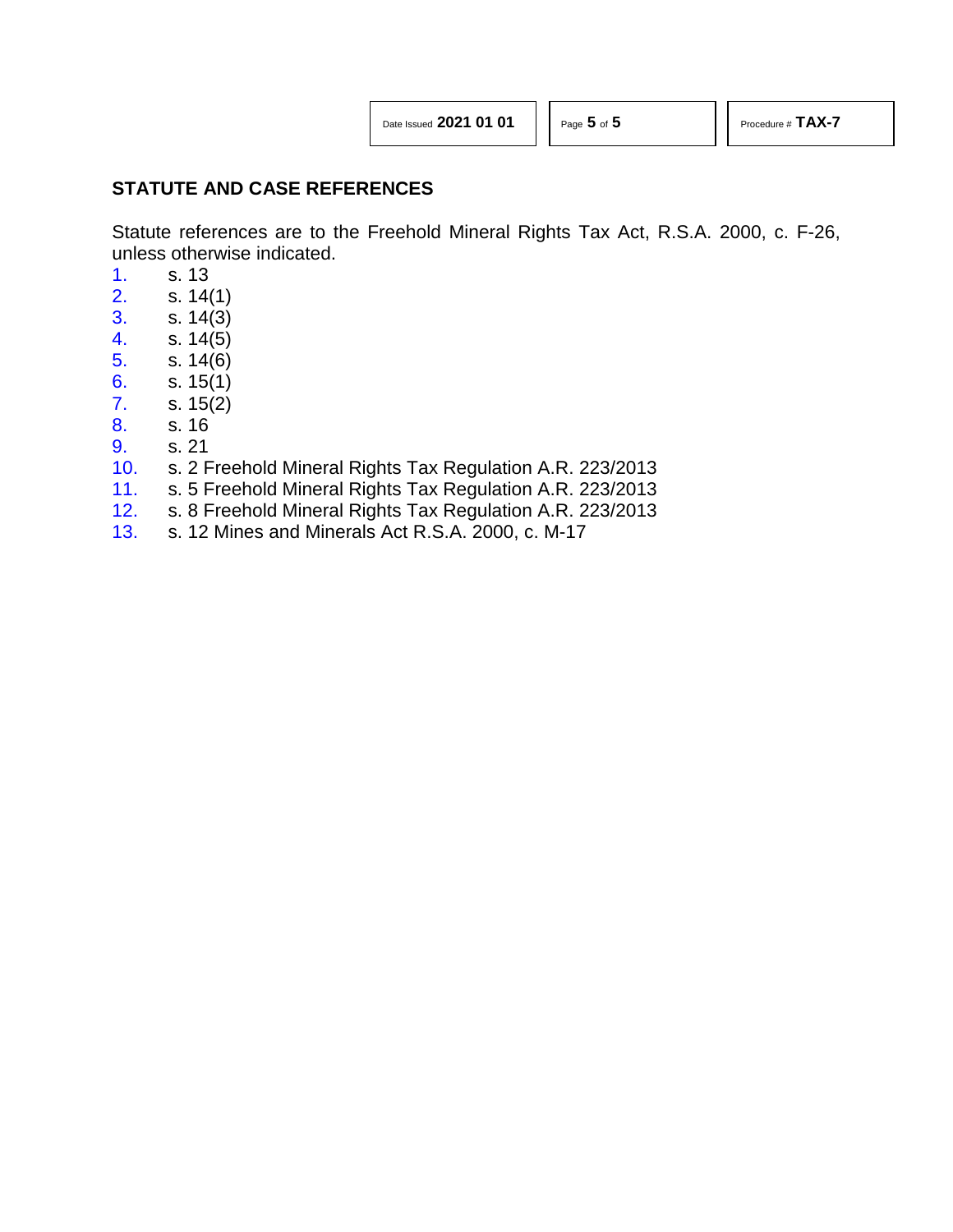## STATUTE AND CASE REFERENCES

Statute references are to the Freehold Mineral Rights Tax Act, R.S.A. 2000, c. F-26, unless otherwise indicated.

1. s. 13
2. s. 14(1)
3. s. 14(3)
4. s. 14(5)
5. s. 14(6)
6. s. 15(1)
7. s. 15(2)
8. s. 16
9. s. 21
10. s. 2 Freehold Mineral Rights Tax Regulation A.R. 223/2013
11. s. 5 Freehold Mineral Rights Tax Regulation A.R. 223/2013
12. s. 8 Freehold Mineral Rights Tax Regulation A.R. 223/2013
13. s. 12 Mines and Minerals Act R.S.A. 2000, c. M-17